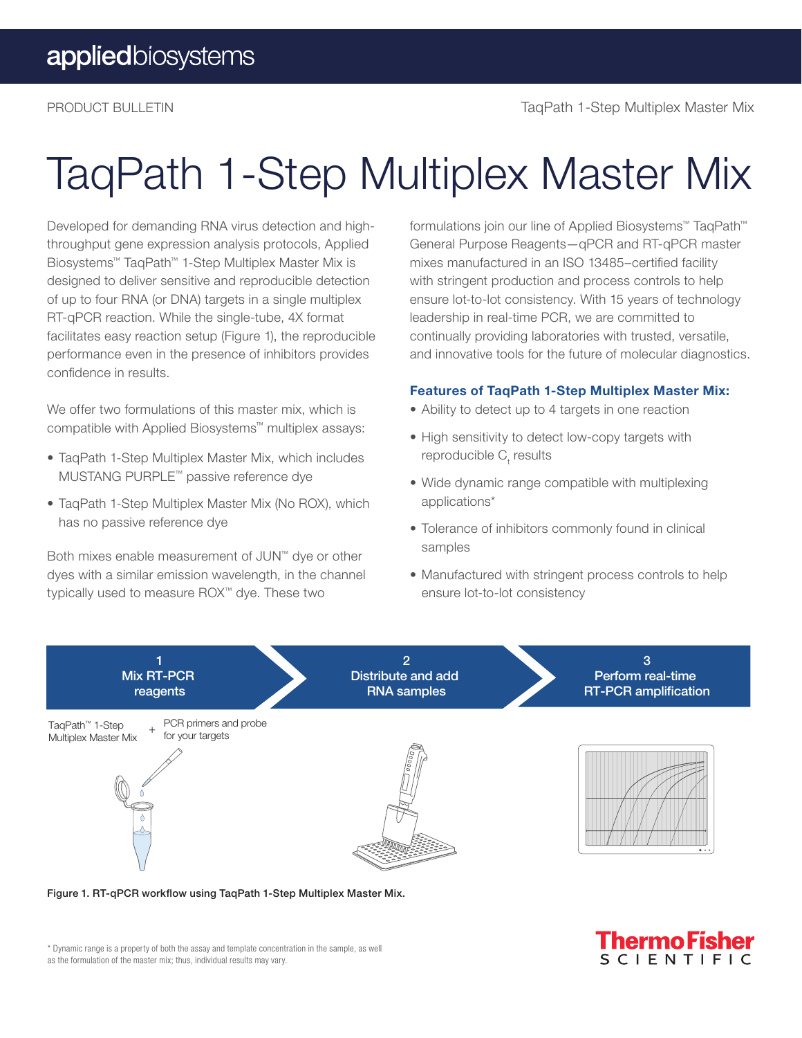# TaqPath 1-Step Multiplex Master Mix

Developed for demanding RNA virus detection and high-throughput gene expression analysis protocols, Applied Biosystems™ TaqPath™ 1-Step Multiplex Master Mix is designed to deliver sensitive and reproducible detection of up to four RNA (or DNA) targets in a single multiplex RT-qPCR reaction. While the single-tube, 4X format facilitates easy reaction setup (Figure 1), the reproducible performance even in the presence of inhibitors provides confidence in results.

We offer two formulations of this master mix, which is compatible with Applied Biosystems™ multiplex assays:

- TaqPath 1-Step Multiplex Master Mix, which includes MUSTANG PURPLE™ passive reference dye
- TaqPath 1-Step Multiplex Master Mix (No ROX), which has no passive reference dye

Both mixes enable measurement of JUN™ dye or other dyes with a similar emission wavelength, in the channel typically used to measure ROX™ dye. These two formulations join our line of Applied Biosystems™ TaqPath™ General Purpose Reagents—qPCR and RT-qPCR master mixes manufactured in an ISO 13485–certified facility with stringent production and process controls to help ensure lot-to-lot consistency. With 15 years of technology leadership in real-time PCR, we are committed to continually providing laboratories with trusted, versatile, and innovative tools for the future of molecular diagnostics.

### Features of TaqPath 1-Step Multiplex Master Mix:

- Ability to detect up to 4 targets in one reaction
- High sensitivity to detect low-copy targets with reproducible $C_t$ results
- Wide dynamic range compatible with multiplexing applications*
- Tolerance of inhibitors commonly found in clinical samples
- Manufactured with stringent process controls to help ensure lot-to-lot consistency

1 Mix RT-PCR reagents → 2 Distribute and add RNA samples → 3 Perform real-time RT-PCR amplification

TaqPath™ 1-Step Multiplex Master Mix + PCR primers and probe for your targets

**Figure 1. RT-qPCR workflow using TaqPath 1-Step Multiplex Master Mix.**

\* Dynamic range is a property of both the assay and template concentration in the sample, as well as the formulation of the master mix; thus, individual results may vary.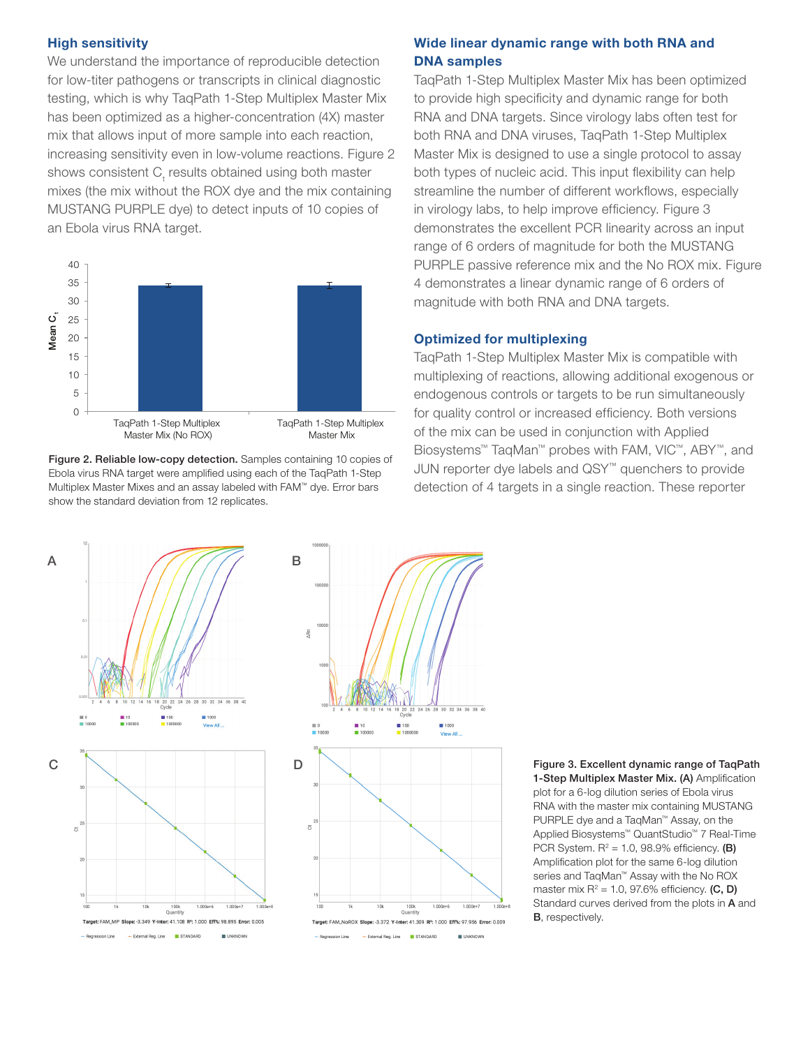## High sensitivity

We understand the importance of reproducible detection for low-titer pathogens or transcripts in clinical diagnostic testing, which is why TaqPath 1-Step Multiplex Master Mix has been optimized as a higher-concentration (4X) master mix that allows input of more sample into each reaction, increasing sensitivity even in low-volume reactions. Figure 2 shows consistent $C_t$ results obtained using both master mixes (the mix without the ROX dye and the mix containing MUSTANG PURPLE dye) to detect inputs of 10 copies of an Ebola virus RNA target.

**Figure 2. Reliable low-copy detection.** Samples containing 10 copies of Ebola virus RNA target were amplified using each of the TaqPath 1-Step Multiplex Master Mixes and an assay labeled with FAM™ dye. Error bars show the standard deviation from 12 replicates.

## Wide linear dynamic range with both RNA and DNA samples

TaqPath 1-Step Multiplex Master Mix has been optimized to provide high specificity and dynamic range for both RNA and DNA targets. Since virology labs often test for both RNA and DNA viruses, TaqPath 1-Step Multiplex Master Mix is designed to use a single protocol to assay both types of nucleic acid. This input flexibility can help streamline the number of different workflows, especially in virology labs, to help improve efficiency. Figure 3 demonstrates the excellent PCR linearity across an input range of 6 orders of magnitude for both the MUSTANG PURPLE passive reference mix and the No ROX mix. Figure 4 demonstrates a linear dynamic range of 6 orders of magnitude with both RNA and DNA targets.

## Optimized for multiplexing

TaqPath 1-Step Multiplex Master Mix is compatible with multiplexing of reactions, allowing additional exogenous or endogenous controls or targets to be run simultaneously for quality control or increased efficiency. Both versions of the mix can be used in conjunction with Applied Biosystems™ TaqMan™ probes with FAM, VIC™, ABY™, and JUN reporter dye labels and QSY™ quenchers to provide detection of 4 targets in a single reaction. These reporter

**Figure 3. Excellent dynamic range of TaqPath 1-Step Multiplex Master Mix. (A)** Amplification plot for a 6-log dilution series of Ebola virus RNA with the master mix containing MUSTANG PURPLE dye and a TaqMan™ Assay, on the Applied Biosystems™ QuantStudio™ 7 Real-Time PCR System. $R^2$ = 1.0, 98.9% efficiency. **(B)** Amplification plot for the same 6-log dilution series and TaqMan™ Assay with the No ROX master mix $R^2$ = 1.0, 97.6% efficiency. **(C, D)** Standard curves derived from the plots in **A** and **B**, respectively.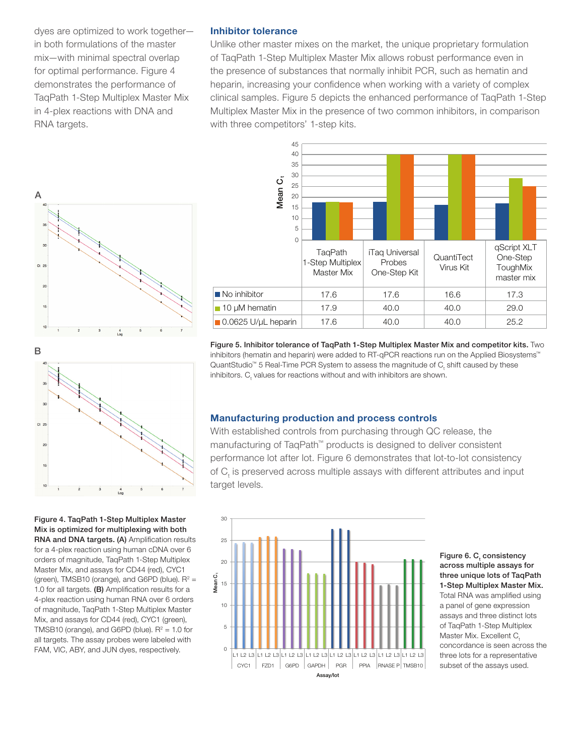dyes are optimized to work together—in both formulations of the master mix—with minimal spectral overlap for optimal performance. Figure 4 demonstrates the performance of TaqPath 1-Step Multiplex Master Mix in 4-plex reactions with DNA and RNA targets.

**Figure 4. TaqPath 1-Step Multiplex Master Mix is optimized for multiplexing with both RNA and DNA targets. (A)** Amplification results for a 4-plex reaction using human cDNA over 6 orders of magnitude, TaqPath 1-Step Multiplex Master Mix, and assays for CD44 (red), CYC1 (green), TMSB10 (orange), and G6PD (blue). $R^2$ = 1.0 for all targets. **(B)** Amplification results for a 4-plex reaction using human RNA over 6 orders of magnitude, TaqPath 1-Step Multiplex Master Mix, and assays for CD44 (red), CYC1 (green), TMSB10 (orange), and G6PD (blue). $R^2$ = 1.0 for all targets. The assay probes were labeled with FAM, VIC, ABY, and JUN dyes, respectively.

## Inhibitor tolerance

Unlike other master mixes on the market, the unique proprietary formulation of TaqPath 1-Step Multiplex Master Mix allows robust performance even in the presence of substances that normally inhibit PCR, such as hematin and heparin, increasing your confidence when working with a variety of complex clinical samples. Figure 5 depicts the enhanced performance of TaqPath 1-Step Multiplex Master Mix in the presence of two common inhibitors, in comparison with three competitors' 1-step kits.

| | TaqPath 1-Step Multiplex Master Mix | iTaq Universal Probes One-Step Kit | QuantiTect Virus Kit | qScript XLT One-Step ToughMix master mix |
|---|---|---|---|---|
| No inhibitor | 17.6 | 17.6 | 16.6 | 17.3 |
| 10 µM hematin | 17.9 | 40.0 | 40.0 | 29.0 |
| 0.0625 U/µL heparin | 17.6 | 40.0 | 40.0 | 25.2 |

**Figure 5. Inhibitor tolerance of TaqPath 1-Step Multiplex Master Mix and competitor kits.** Two inhibitors (hematin and heparin) were added to RT-qPCR reactions run on the Applied Biosystems™ QuantStudio™ 5 Real-Time PCR System to assess the magnitude of $C_t$ shift caused by these inhibitors. $C_t$ values for reactions without and with inhibitors are shown.

## Manufacturing production and process controls

With established controls from purchasing through QC release, the manufacturing of TaqPath™ products is designed to deliver consistent performance lot after lot. Figure 6 demonstrates that lot-to-lot consistency of $C_t$ is preserved across multiple assays with different attributes and input target levels.

**Figure 6. $C_t$ consistency across multiple assays for three unique lots of TaqPath 1-Step Multiplex Master Mix.** Total RNA was amplified using a panel of gene expression assays and three distinct lots of TaqPath 1-Step Multiplex Master Mix. Excellent $C_t$ concordance is seen across the three lots for a representative subset of the assays used.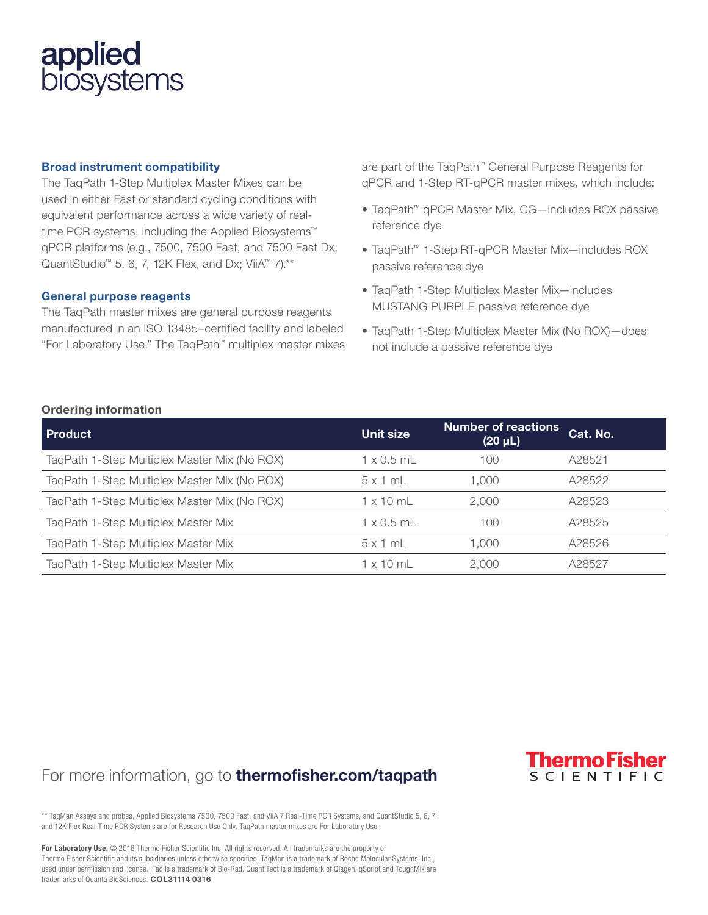### Broad instrument compatibility

The TaqPath 1-Step Multiplex Master Mixes can be used in either Fast or standard cycling conditions with equivalent performance across a wide variety of real-time PCR systems, including the Applied Biosystems™ qPCR platforms (e.g., 7500, 7500 Fast, and 7500 Fast Dx; QuantStudio™ 5, 6, 7, 12K Flex, and Dx; ViiA™ 7).**

### General purpose reagents

The TaqPath master mixes are general purpose reagents manufactured in an ISO 13485–certified facility and labeled "For Laboratory Use." The TaqPath™ multiplex master mixes are part of the TaqPath™ General Purpose Reagents for qPCR and 1-Step RT-qPCR master mixes, which include:

- TaqPath™ qPCR Master Mix, CG—includes ROX passive reference dye
- TaqPath™ 1-Step RT-qPCR Master Mix—includes ROX passive reference dye
- TaqPath 1-Step Multiplex Master Mix—includes MUSTANG PURPLE passive reference dye
- TaqPath 1-Step Multiplex Master Mix (No ROX)—does not include a passive reference dye

### Ordering information

| Product | Unit size | Number of reactions (20 µL) | Cat. No. |
|---|---|---|---|
| TaqPath 1-Step Multiplex Master Mix (No ROX) | 1 x 0.5 mL | 100 | A28521 |
| TaqPath 1-Step Multiplex Master Mix (No ROX) | 5 x 1 mL | 1,000 | A28522 |
| TaqPath 1-Step Multiplex Master Mix (No ROX) | 1 x 10 mL | 2,000 | A28523 |
| TaqPath 1-Step Multiplex Master Mix | 1 x 0.5 mL | 100 | A28525 |
| TaqPath 1-Step Multiplex Master Mix | 5 x 1 mL | 1,000 | A28526 |
| TaqPath 1-Step Multiplex Master Mix | 1 x 10 mL | 2,000 | A28527 |

For more information, go to **thermofisher.com/taqpath**

** TaqMan Assays and probes, Applied Biosystems 7500, 7500 Fast, and ViiA 7 Real-Time PCR Systems, and QuantStudio 5, 6, 7, and 12K Flex Real-Time PCR Systems are for Research Use Only. TaqPath master mixes are For Laboratory Use.

**For Laboratory Use.** © 2016 Thermo Fisher Scientific Inc. All rights reserved. All trademarks are the property of Thermo Fisher Scientific and its subsidiaries unless otherwise specified. TaqMan is a trademark of Roche Molecular Systems, Inc., used under permission and license. iTaq is a trademark of Bio-Rad. QuantiTect is a trademark of Qiagen. qScript and ToughMix are trademarks of Quanta BioSciences. **COL31114 0316**